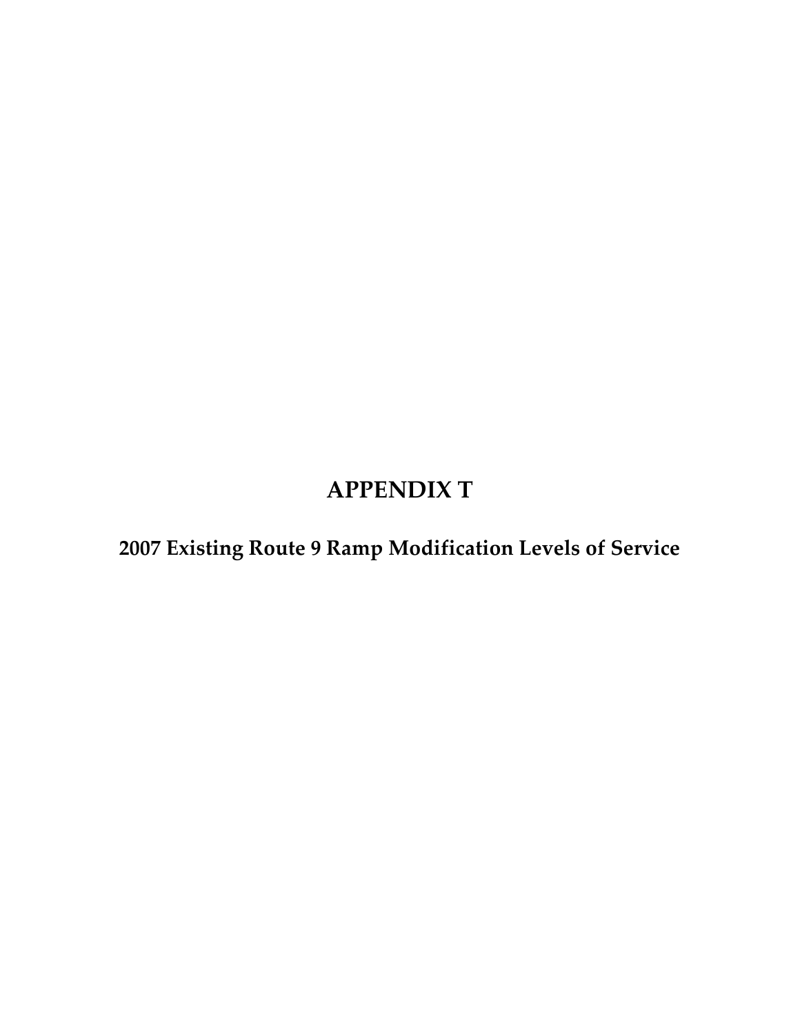# APPENDIX T

## 2007 Existing Route 9 Ramp Modification Levels of Service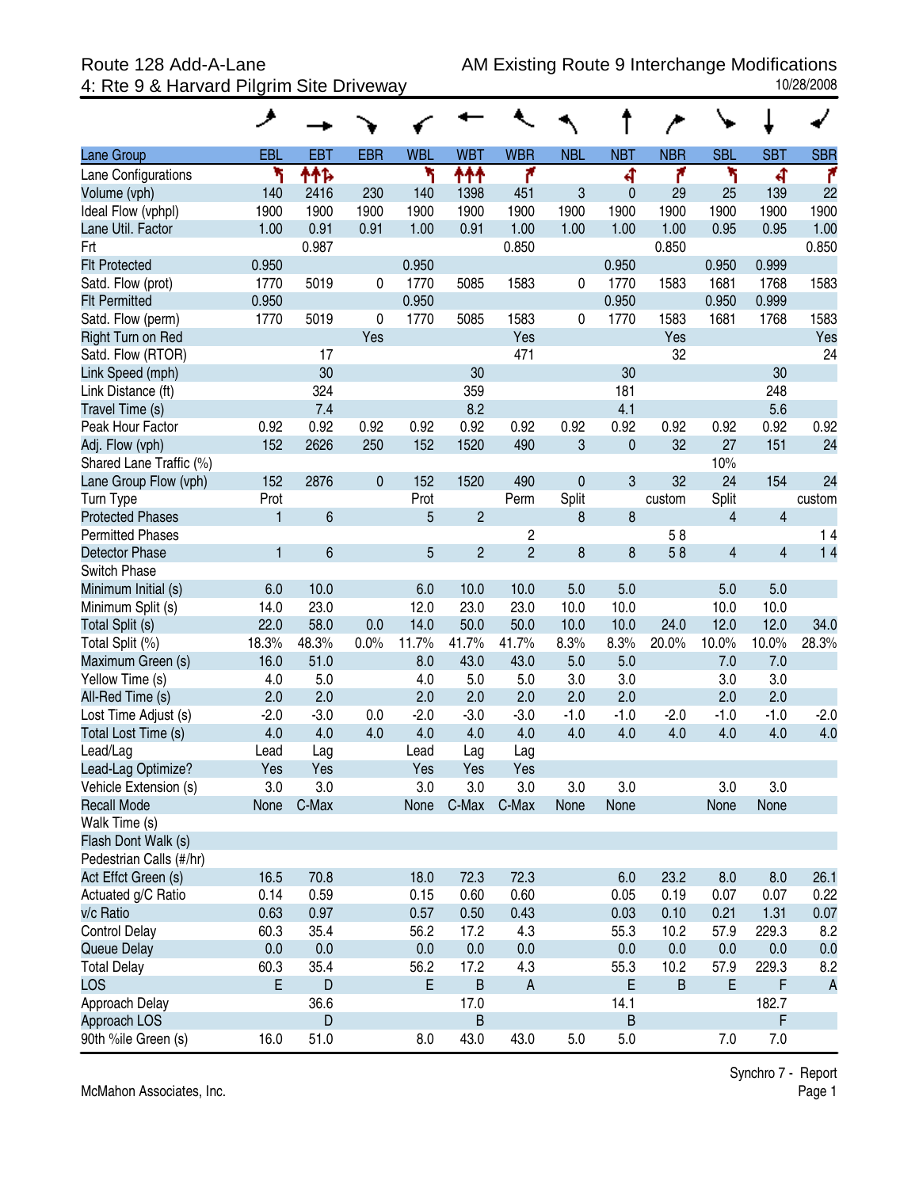# Route 128 Add-A-Lane
## 4: Rte 9 & Harvard Pilgrim Site Driveway

AM Existing Route 9 Interchange Modifications
10/28/2008

| Lane Group | EBL | EBT | EBR | WBL | WBT | WBR | NBL | NBT | NBR | SBL | SBT | SBR |
|---|---|---|---|---|---|---|---|---|---|---|---|---|
| Lane Configurations | | | | | | | | | | | | |
| Volume (vph) | 140 | 2416 | 230 | 140 | 1398 | 451 | 3 | 0 | 29 | 25 | 139 | 22 |
| Ideal Flow (vphpl) | 1900 | 1900 | 1900 | 1900 | 1900 | 1900 | 1900 | 1900 | 1900 | 1900 | 1900 | 1900 |
| Lane Util. Factor | 1.00 | 0.91 | 0.91 | 1.00 | 0.91 | 1.00 | 1.00 | 1.00 | 1.00 | 0.95 | 0.95 | 1.00 |
| Frt | | 0.987 | | | | 0.850 | | | 0.850 | | | 0.850 |
| Flt Protected | 0.950 | | | 0.950 | | | | 0.950 | | 0.950 | 0.999 | |
| Satd. Flow (prot) | 1770 | 5019 | 0 | 1770 | 5085 | 1583 | 0 | 1770 | 1583 | 1681 | 1768 | 1583 |
| Flt Permitted | 0.950 | | | 0.950 | | | | 0.950 | | 0.950 | 0.999 | |
| Satd. Flow (perm) | 1770 | 5019 | 0 | 1770 | 5085 | 1583 | 0 | 1770 | 1583 | 1681 | 1768 | 1583 |
| Right Turn on Red | | | Yes | | | Yes | | | Yes | | | Yes |
| Satd. Flow (RTOR) | | 17 | | | | 471 | | | 32 | | | 24 |
| Link Speed (mph) | | 30 | | | 30 | | | 30 | | | 30 | |
| Link Distance (ft) | | 324 | | | 359 | | | 181 | | | 248 | |
| Travel Time (s) | | 7.4 | | | 8.2 | | | 4.1 | | | 5.6 | |
| Peak Hour Factor | 0.92 | 0.92 | 0.92 | 0.92 | 0.92 | 0.92 | 0.92 | 0.92 | 0.92 | 0.92 | 0.92 | 0.92 |
| Adj. Flow (vph) | 152 | 2626 | 250 | 152 | 1520 | 490 | 3 | 0 | 32 | 27 | 151 | 24 |
| Shared Lane Traffic (%) | | | | | | | | | | 10% | | |
| Lane Group Flow (vph) | 152 | 2876 | 0 | 152 | 1520 | 490 | 0 | 3 | 32 | 24 | 154 | 24 |
| Turn Type | Prot | | | Prot | | Perm | Split | | custom | Split | | custom |
| Protected Phases | 1 | 6 | | 5 | 2 | | 8 | 8 | | 4 | 4 | |
| Permitted Phases | | | | | | 2 | | | 5 8 | | | 1 4 |
| Detector Phase | 1 | 6 | | 5 | 2 | 2 | 8 | 8 | 5 8 | 4 | 4 | 1 4 |
| Switch Phase | | | | | | | | | | | | |
| Minimum Initial (s) | 6.0 | 10.0 | | 6.0 | 10.0 | 10.0 | 5.0 | 5.0 | | 5.0 | 5.0 | |
| Minimum Split (s) | 14.0 | 23.0 | | 12.0 | 23.0 | 23.0 | 10.0 | 10.0 | | 10.0 | 10.0 | |
| Total Split (s) | 22.0 | 58.0 | 0.0 | 14.0 | 50.0 | 50.0 | 10.0 | 10.0 | 24.0 | 12.0 | 12.0 | 34.0 |
| Total Split (%) | 18.3% | 48.3% | 0.0% | 11.7% | 41.7% | 41.7% | 8.3% | 8.3% | 20.0% | 10.0% | 10.0% | 28.3% |
| Maximum Green (s) | 16.0 | 51.0 | | 8.0 | 43.0 | 43.0 | 5.0 | 5.0 | | 7.0 | 7.0 | |
| Yellow Time (s) | 4.0 | 5.0 | | 4.0 | 5.0 | 5.0 | 3.0 | 3.0 | | 3.0 | 3.0 | |
| All-Red Time (s) | 2.0 | 2.0 | | 2.0 | 2.0 | 2.0 | 2.0 | 2.0 | | 2.0 | 2.0 | |
| Lost Time Adjust (s) | -2.0 | -3.0 | 0.0 | -2.0 | -3.0 | -3.0 | -1.0 | -1.0 | -2.0 | -1.0 | -1.0 | -2.0 |
| Total Lost Time (s) | 4.0 | 4.0 | 4.0 | 4.0 | 4.0 | 4.0 | 4.0 | 4.0 | 4.0 | 4.0 | 4.0 | 4.0 |
| Lead/Lag | Lead | Lag | | Lead | Lag | Lag | | | | | | |
| Lead-Lag Optimize? | Yes | Yes | | Yes | Yes | Yes | | | | | | |
| Vehicle Extension (s) | 3.0 | 3.0 | | 3.0 | 3.0 | 3.0 | 3.0 | 3.0 | | 3.0 | 3.0 | |
| Recall Mode | None | C-Max | | None | C-Max | C-Max | None | None | | None | None | |
| Walk Time (s) | | | | | | | | | | | | |
| Flash Dont Walk (s) | | | | | | | | | | | | |
| Pedestrian Calls (#/hr) | | | | | | | | | | | | |
| Act Effct Green (s) | 16.5 | 70.8 | | 18.0 | 72.3 | 72.3 | | 6.0 | 23.2 | 8.0 | 8.0 | 26.1 |
| Actuated g/C Ratio | 0.14 | 0.59 | | 0.15 | 0.60 | 0.60 | | 0.05 | 0.19 | 0.07 | 0.07 | 0.22 |
| v/c Ratio | 0.63 | 0.97 | | 0.57 | 0.50 | 0.43 | | 0.03 | 0.10 | 0.21 | 1.31 | 0.07 |
| Control Delay | 60.3 | 35.4 | | 56.2 | 17.2 | 4.3 | | 55.3 | 10.2 | 57.9 | 229.3 | 8.2 |
| Queue Delay | 0.0 | 0.0 | | 0.0 | 0.0 | 0.0 | | 0.0 | 0.0 | 0.0 | 0.0 | 0.0 |
| Total Delay | 60.3 | 35.4 | | 56.2 | 17.2 | 4.3 | | 55.3 | 10.2 | 57.9 | 229.3 | 8.2 |
| LOS | E | D | | E | B | A | | E | B | E | F | A |
| Approach Delay | | 36.6 | | | 17.0 | | | 14.1 | | | 182.7 | |
| Approach LOS | | D | | | B | | | B | | | F | |
| 90th %ile Green (s) | 16.0 | 51.0 | | 8.0 | 43.0 | 43.0 | 5.0 | 5.0 | | 7.0 | 7.0 | |

McMahon Associates, Inc.

Synchro 7 - Report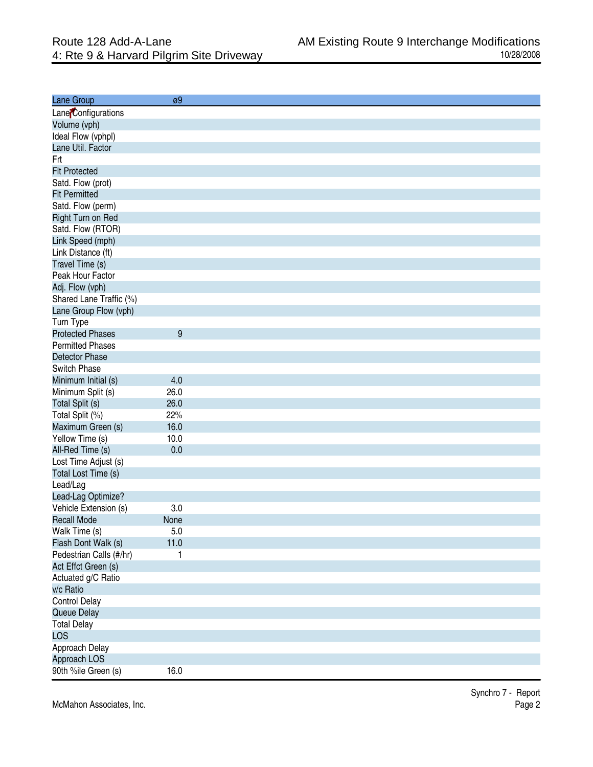Route 128 Add-A-Lane
4: Rte 9 & Harvard Pilgrim Site Driveway

AM Existing Route 9 Interchange Modifications
10/28/2008

| Lane Group | ø9 |
|---|---|
| Lane Configurations | |
| Volume (vph) | |
| Ideal Flow (vphpl) | |
| Lane Util. Factor | |
| Frt | |
| Flt Protected | |
| Satd. Flow (prot) | |
| Flt Permitted | |
| Satd. Flow (perm) | |
| Right Turn on Red | |
| Satd. Flow (RTOR) | |
| Link Speed (mph) | |
| Link Distance (ft) | |
| Travel Time (s) | |
| Peak Hour Factor | |
| Adj. Flow (vph) | |
| Shared Lane Traffic (%) | |
| Lane Group Flow (vph) | |
| Turn Type | |
| Protected Phases | 9 |
| Permitted Phases | |
| Detector Phase | |
| Switch Phase | |
| Minimum Initial (s) | 4.0 |
| Minimum Split (s) | 26.0 |
| Total Split (s) | 26.0 |
| Total Split (%) | 22% |
| Maximum Green (s) | 16.0 |
| Yellow Time (s) | 10.0 |
| All-Red Time (s) | 0.0 |
| Lost Time Adjust (s) | |
| Total Lost Time (s) | |
| Lead/Lag | |
| Lead-Lag Optimize? | |
| Vehicle Extension (s) | 3.0 |
| Recall Mode | None |
| Walk Time (s) | 5.0 |
| Flash Dont Walk (s) | 11.0 |
| Pedestrian Calls (#/hr) | 1 |
| Act Effct Green (s) | |
| Actuated g/C Ratio | |
| v/c Ratio | |
| Control Delay | |
| Queue Delay | |
| Total Delay | |
| LOS | |
| Approach Delay | |
| Approach LOS | |
| 90th %ile Green (s) | 16.0 |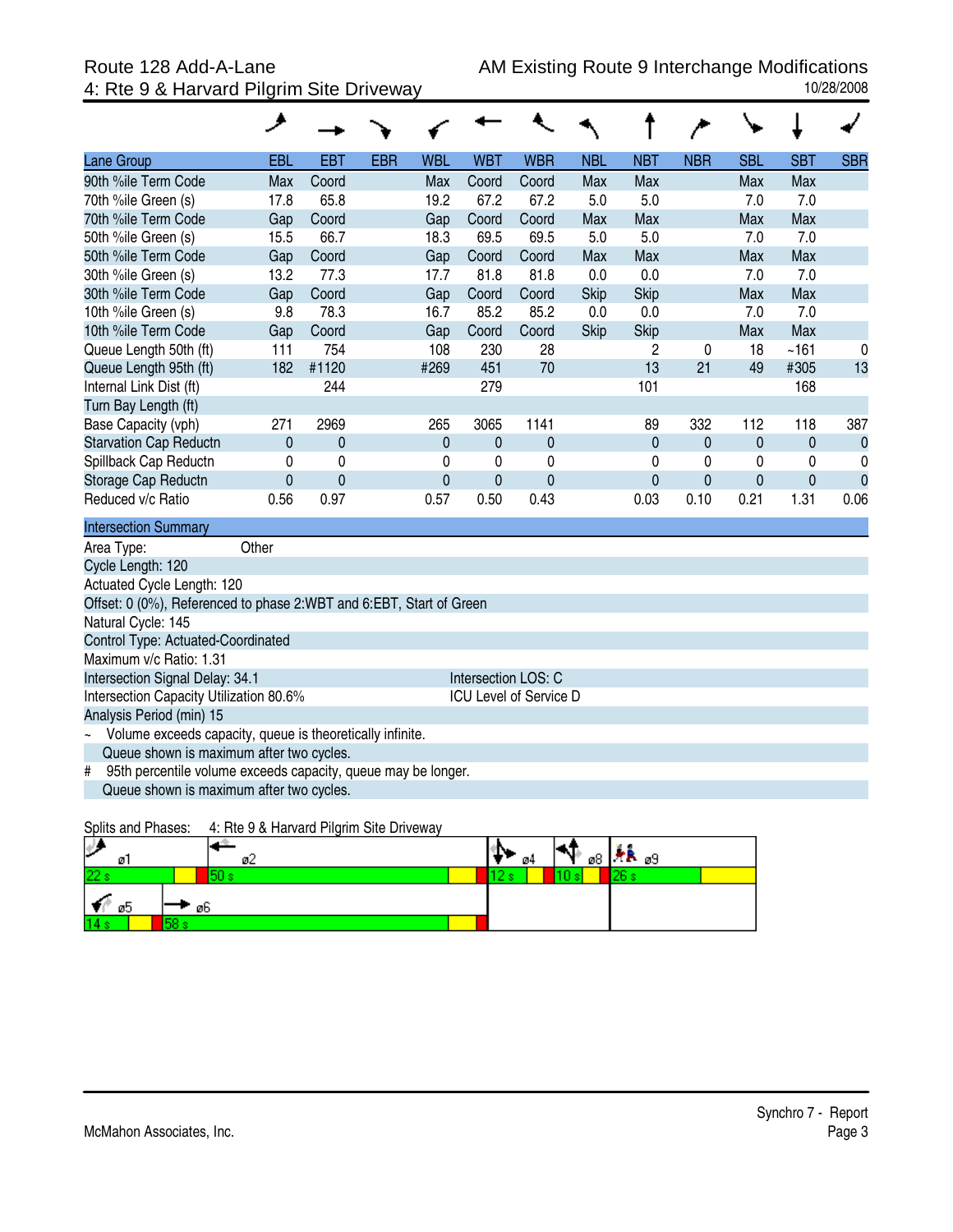Route 128 Add-A-Lane
4: Rte 9 & Harvard Pilgrim Site Driveway

AM Existing Route 9 Interchange Modifications
10/28/2008

| Lane Group | EBL | EBT | EBR | WBL | WBT | WBR | NBL | NBT | NBR | SBL | SBT | SBR |
|---|---|---|---|---|---|---|---|---|---|---|---|---|
| 90th %ile Term Code | Max | Coord | | Max | Coord | Coord | Max | Max | | Max | Max | |
| 70th %ile Green (s) | 17.8 | 65.8 | | 19.2 | 67.2 | 67.2 | 5.0 | 5.0 | | 7.0 | 7.0 | |
| 70th %ile Term Code | Gap | Coord | | Gap | Coord | Coord | Max | Max | | Max | Max | |
| 50th %ile Green (s) | 15.5 | 66.7 | | 18.3 | 69.5 | 69.5 | 5.0 | 5.0 | | 7.0 | 7.0 | |
| 50th %ile Term Code | Gap | Coord | | Gap | Coord | Coord | Max | Max | | Max | Max | |
| 30th %ile Green (s) | 13.2 | 77.3 | | 17.7 | 81.8 | 81.8 | 0.0 | 0.0 | | 7.0 | 7.0 | |
| 30th %ile Term Code | Gap | Coord | | Gap | Coord | Coord | Skip | Skip | | Max | Max | |
| 10th %ile Green (s) | 9.8 | 78.3 | | 16.7 | 85.2 | 85.2 | 0.0 | 0.0 | | 7.0 | 7.0 | |
| 10th %ile Term Code | Gap | Coord | | Gap | Coord | Coord | Skip | Skip | | Max | Max | |
| Queue Length 50th (ft) | 111 | 754 | | 108 | 230 | 28 | | 2 | 0 | 18 | ~161 | 0 |
| Queue Length 95th (ft) | 182 | #1120 | | #269 | 451 | 70 | | 13 | 21 | 49 | #305 | 13 |
| Internal Link Dist (ft) | | 244 | | | 279 | | | 101 | | | 168 | |
| Turn Bay Length (ft) | | | | | | | | | | | | |
| Base Capacity (vph) | 271 | 2969 | | 265 | 3065 | 1141 | | 89 | 332 | 112 | 118 | 387 |
| Starvation Cap Reductn | 0 | 0 | | 0 | 0 | 0 | | 0 | 0 | 0 | 0 | 0 |
| Spillback Cap Reductn | 0 | 0 | | 0 | 0 | 0 | | 0 | 0 | 0 | 0 | 0 |
| Storage Cap Reductn | 0 | 0 | | 0 | 0 | 0 | | 0 | 0 | 0 | 0 | 0 |
| Reduced v/c Ratio | 0.56 | 0.97 | | 0.57 | 0.50 | 0.43 | | 0.03 | 0.10 | 0.21 | 1.31 | 0.06 |

**Intersection Summary**

Area Type: Other
Cycle Length: 120
Actuated Cycle Length: 120
Offset: 0 (0%), Referenced to phase 2:WBT and 6:EBT, Start of Green
Natural Cycle: 145
Control Type: Actuated-Coordinated
Maximum v/c Ratio: 1.31
Intersection Signal Delay: 34.1 — Intersection LOS: C
Intersection Capacity Utilization 80.6% — ICU Level of Service D
Analysis Period (min) 15

~ Volume exceeds capacity, queue is theoretically infinite.
Queue shown is maximum after two cycles.

\# 95th percentile volume exceeds capacity, queue may be longer.
Queue shown is maximum after two cycles.

Splits and Phases: 4: Rte 9 & Harvard Pilgrim Site Driveway

| ø1 | ø2 | ø4 | ø8 | ø9 |
|---|---|---|---|---|
| 22 s | 50 s | 12 s | 10 s | 26 s |

| ø5 | ø6 |
|---|---|
| 14 s | 58 s |

Synchro 7 - Report
McMahon Associates, Inc.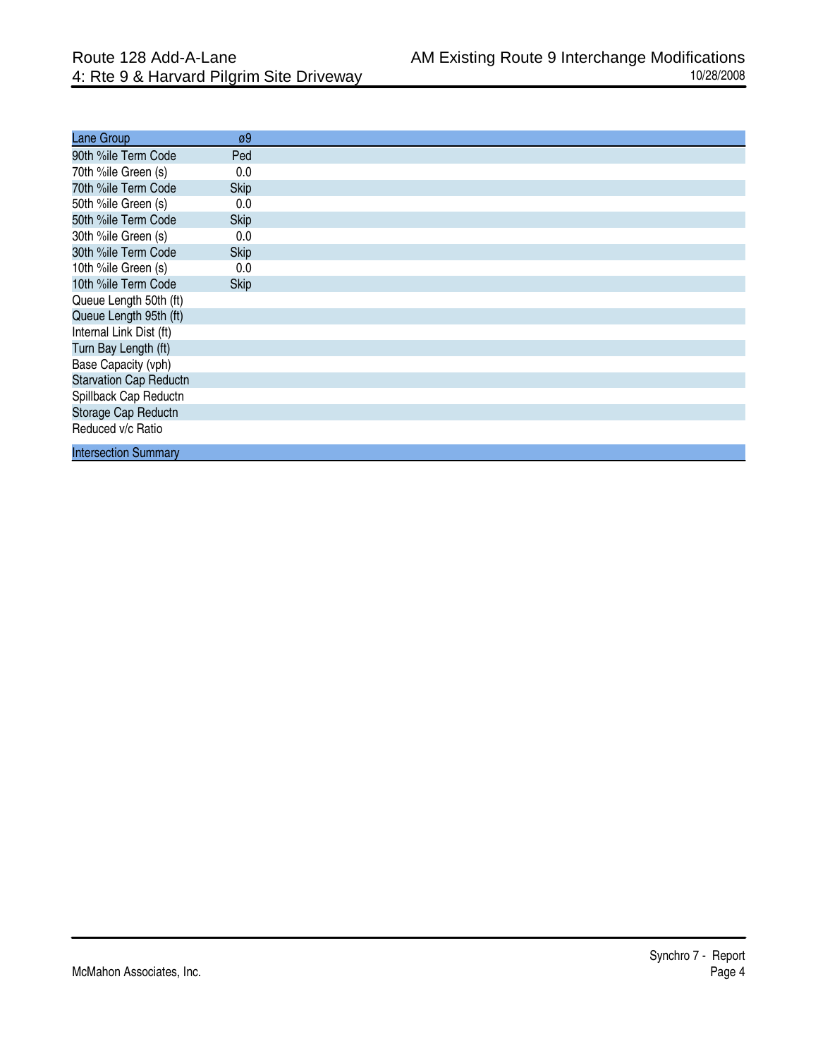| Lane Group | ø9 |
| --- | --- |
| 90th %ile Term Code | Ped |
| 70th %ile Green (s) | 0.0 |
| 70th %ile Term Code | Skip |
| 50th %ile Green (s) | 0.0 |
| 50th %ile Term Code | Skip |
| 30th %ile Green (s) | 0.0 |
| 30th %ile Term Code | Skip |
| 10th %ile Green (s) | 0.0 |
| 10th %ile Term Code | Skip |
| Queue Length 50th (ft) | |
| Queue Length 95th (ft) | |
| Internal Link Dist (ft) | |
| Turn Bay Length (ft) | |
| Base Capacity (vph) | |
| Starvation Cap Reductn | |
| Spillback Cap Reductn | |
| Storage Cap Reductn | |
| Reduced v/c Ratio | |

| Intersection Summary |
| --- |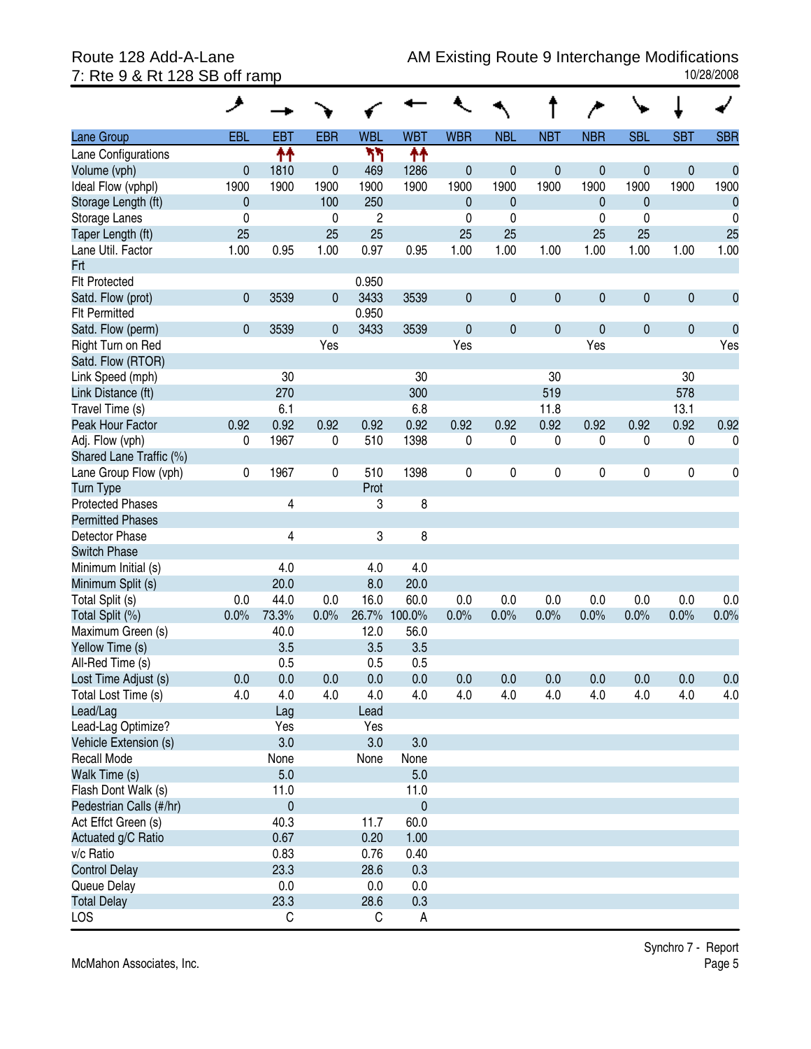Route 128 Add-A-Lane
7: Rte 9 & Rt 128 SB off ramp

AM Existing Route 9 Interchange Modifications
10/28/2008

| Lane Group | EBL | EBT | EBR | WBL | WBT | WBR | NBL | NBT | NBR | SBL | SBT | SBR |
|---|---|---|---|---|---|---|---|---|---|---|---|---|
| Lane Configurations | | ↑↑ | | ↰↰ | ↑↑ | | | | | | | |
| Volume (vph) | 0 | 1810 | 0 | 469 | 1286 | 0 | 0 | 0 | 0 | 0 | 0 | 0 |
| Ideal Flow (vphpl) | 1900 | 1900 | 1900 | 1900 | 1900 | 1900 | 1900 | 1900 | 1900 | 1900 | 1900 | 1900 |
| Storage Length (ft) | 0 | | 100 | 250 | | 0 | 0 | | 0 | 0 | | 0 |
| Storage Lanes | 0 | | 0 | 2 | | 0 | 0 | | 0 | 0 | | 0 |
| Taper Length (ft) | 25 | | 25 | 25 | | 25 | 25 | | 25 | 25 | | 25 |
| Lane Util. Factor | 1.00 | 0.95 | 1.00 | 0.97 | 0.95 | 1.00 | 1.00 | 1.00 | 1.00 | 1.00 | 1.00 | 1.00 |
| Frt | | | | | | | | | | | | |
| Flt Protected | | | | 0.950 | | | | | | | | |
| Satd. Flow (prot) | 0 | 3539 | 0 | 3433 | 3539 | 0 | 0 | 0 | 0 | 0 | 0 | 0 |
| Flt Permitted | | | | 0.950 | | | | | | | | |
| Satd. Flow (perm) | 0 | 3539 | 0 | 3433 | 3539 | 0 | 0 | 0 | 0 | 0 | 0 | 0 |
| Right Turn on Red | | | Yes | | | Yes | | | Yes | | | Yes |
| Satd. Flow (RTOR) | | | | | | | | | | | | |
| Link Speed (mph) | | 30 | | | 30 | | | 30 | | | 30 | |
| Link Distance (ft) | | 270 | | | 300 | | | 519 | | | 578 | |
| Travel Time (s) | | 6.1 | | | 6.8 | | | 11.8 | | | 13.1 | |
| Peak Hour Factor | 0.92 | 0.92 | 0.92 | 0.92 | 0.92 | 0.92 | 0.92 | 0.92 | 0.92 | 0.92 | 0.92 | 0.92 |
| Adj. Flow (vph) | 0 | 1967 | 0 | 510 | 1398 | 0 | 0 | 0 | 0 | 0 | 0 | 0 |
| Shared Lane Traffic (%) | | | | | | | | | | | | |
| Lane Group Flow (vph) | 0 | 1967 | 0 | 510 | 1398 | 0 | 0 | 0 | 0 | 0 | 0 | 0 |
| Turn Type | | | | Prot | | | | | | | | |
| Protected Phases | | 4 | | 3 | 8 | | | | | | | |
| Permitted Phases | | | | | | | | | | | | |
| Detector Phase | | 4 | | 3 | 8 | | | | | | | |
| Switch Phase | | | | | | | | | | | | |
| Minimum Initial (s) | | 4.0 | | 4.0 | 4.0 | | | | | | | |
| Minimum Split (s) | | 20.0 | | 8.0 | 20.0 | | | | | | | |
| Total Split (s) | 0.0 | 44.0 | 0.0 | 16.0 | 60.0 | 0.0 | 0.0 | 0.0 | 0.0 | 0.0 | 0.0 | 0.0 |
| Total Split (%) | 0.0% | 73.3% | 0.0% | 26.7% | 100.0% | 0.0% | 0.0% | 0.0% | 0.0% | 0.0% | 0.0% | 0.0% |
| Maximum Green (s) | | 40.0 | | 12.0 | 56.0 | | | | | | | |
| Yellow Time (s) | | 3.5 | | 3.5 | 3.5 | | | | | | | |
| All-Red Time (s) | | 0.5 | | 0.5 | 0.5 | | | | | | | |
| Lost Time Adjust (s) | 0.0 | 0.0 | 0.0 | 0.0 | 0.0 | 0.0 | 0.0 | 0.0 | 0.0 | 0.0 | 0.0 | 0.0 |
| Total Lost Time (s) | 4.0 | 4.0 | 4.0 | 4.0 | 4.0 | 4.0 | 4.0 | 4.0 | 4.0 | 4.0 | 4.0 | 4.0 |
| Lead/Lag | | Lag | | Lead | | | | | | | | |
| Lead-Lag Optimize? | | Yes | | Yes | | | | | | | | |
| Vehicle Extension (s) | | 3.0 | | 3.0 | 3.0 | | | | | | | |
| Recall Mode | | None | | None | None | | | | | | | |
| Walk Time (s) | | 5.0 | | | 5.0 | | | | | | | |
| Flash Dont Walk (s) | | 11.0 | | | 11.0 | | | | | | | |
| Pedestrian Calls (#/hr) | | 0 | | | 0 | | | | | | | |
| Act Effct Green (s) | | 40.3 | | 11.7 | 60.0 | | | | | | | |
| Actuated g/C Ratio | | 0.67 | | 0.20 | 1.00 | | | | | | | |
| v/c Ratio | | 0.83 | | 0.76 | 0.40 | | | | | | | |
| Control Delay | | 23.3 | | 28.6 | 0.3 | | | | | | | |
| Queue Delay | | 0.0 | | 0.0 | 0.0 | | | | | | | |
| Total Delay | | 23.3 | | 28.6 | 0.3 | | | | | | | |
| LOS | | C | | C | A | | | | | | | |

McMahon Associates, Inc.

Synchro 7 - Report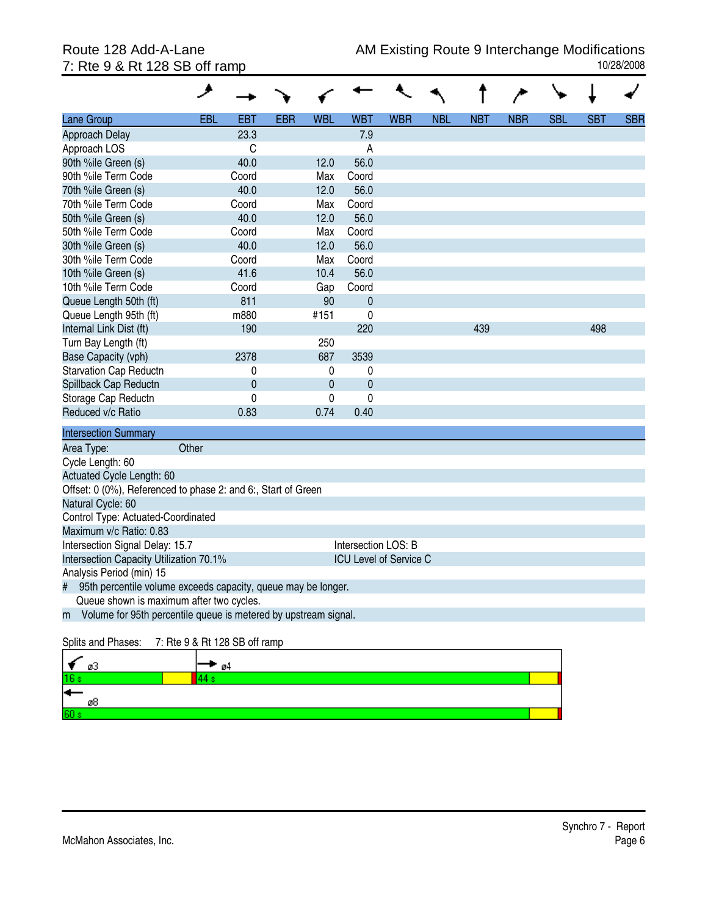Route 128 Add-A-Lane
7: Rte 9 & Rt 128 SB off ramp

AM Existing Route 9 Interchange Modifications
10/28/2008

| Lane Group | EBL | EBT | EBR | WBL | WBT | WBR | NBL | NBT | NBR | SBL | SBT | SBR |
|---|---|---|---|---|---|---|---|---|---|---|---|---|
| Approach Delay | | 23.3 | | | 7.9 | | | | | | | |
| Approach LOS | | C | | | A | | | | | | | |
| 90th %ile Green (s) | | 40.0 | | 12.0 | 56.0 | | | | | | | |
| 90th %ile Term Code | | Coord | | Max | Coord | | | | | | | |
| 70th %ile Green (s) | | 40.0 | | 12.0 | 56.0 | | | | | | | |
| 70th %ile Term Code | | Coord | | Max | Coord | | | | | | | |
| 50th %ile Green (s) | | 40.0 | | 12.0 | 56.0 | | | | | | | |
| 50th %ile Term Code | | Coord | | Max | Coord | | | | | | | |
| 30th %ile Green (s) | | 40.0 | | 12.0 | 56.0 | | | | | | | |
| 30th %ile Term Code | | Coord | | Max | Coord | | | | | | | |
| 10th %ile Green (s) | | 41.6 | | 10.4 | 56.0 | | | | | | | |
| 10th %ile Term Code | | Coord | | Gap | Coord | | | | | | | |
| Queue Length 50th (ft) | | 811 | | 90 | 0 | | | | | | | |
| Queue Length 95th (ft) | | m880 | | #151 | 0 | | | | | | | |
| Internal Link Dist (ft) | | 190 | | | 220 | | | 439 | | | 498 | |
| Turn Bay Length (ft) | | | | 250 | | | | | | | | |
| Base Capacity (vph) | | 2378 | | 687 | 3539 | | | | | | | |
| Starvation Cap Reductn | | 0 | | 0 | 0 | | | | | | | |
| Spillback Cap Reductn | | 0 | | 0 | 0 | | | | | | | |
| Storage Cap Reductn | | 0 | | 0 | 0 | | | | | | | |
| Reduced v/c Ratio | | 0.83 | | 0.74 | 0.40 | | | | | | | |

**Intersection Summary**

Area Type: Other
Cycle Length: 60
Actuated Cycle Length: 60
Offset: 0 (0%), Referenced to phase 2: and 6:, Start of Green
Natural Cycle: 60
Control Type: Actuated-Coordinated
Maximum v/c Ratio: 0.83
Intersection Signal Delay: 15.7 — Intersection LOS: B
Intersection Capacity Utilization 70.1% — ICU Level of Service C
Analysis Period (min) 15

# 95th percentile volume exceeds capacity, queue may be longer.
Queue shown is maximum after two cycles.

m Volume for 95th percentile queue is metered by upstream signal.

Splits and Phases: 7: Rte 9 & Rt 128 SB off ramp

ø3 16 s | ø4 44 s
ø8 60 s

McMahon Associates, Inc.

Synchro 7 - Report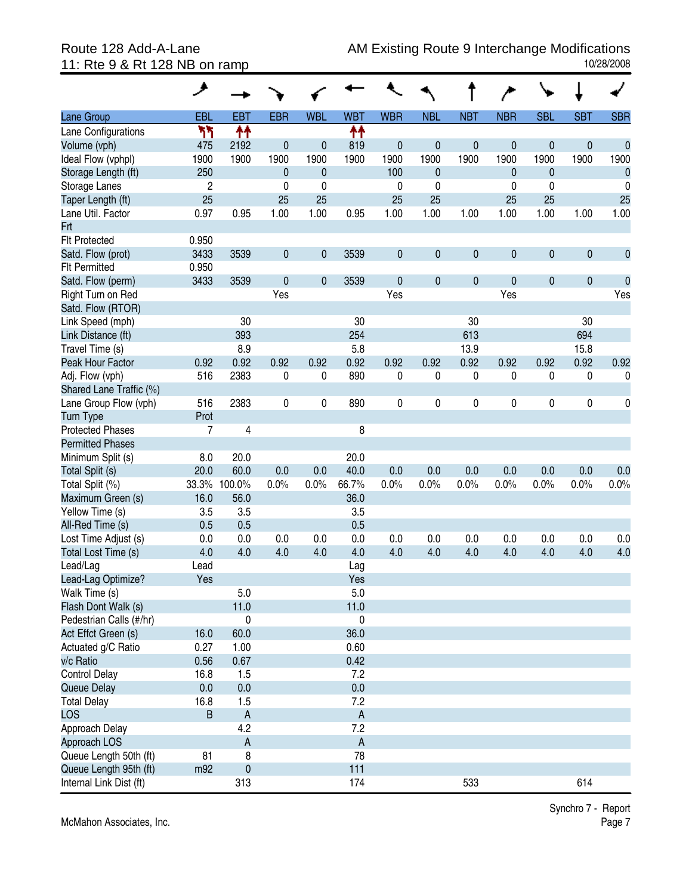Route 128 Add-A-Lane
11: Rte 9 & Rt 128 NB on ramp

AM Existing Route 9 Interchange Modifications
10/28/2008

| Lane Group | EBL | EBT | EBR | WBL | WBT | WBR | NBL | NBT | NBR | SBL | SBT | SBR |
|---|---|---|---|---|---|---|---|---|---|---|---|---|
| Lane Configurations | ↰↰ | ↑↑ | | | ↑↑ | | | | | | | |
| Volume (vph) | 475 | 2192 | 0 | 0 | 819 | 0 | 0 | 0 | 0 | 0 | 0 | 0 |
| Ideal Flow (vphpl) | 1900 | 1900 | 1900 | 1900 | 1900 | 1900 | 1900 | 1900 | 1900 | 1900 | 1900 | 1900 |
| Storage Length (ft) | 250 | | 0 | 0 | | 100 | 0 | | 0 | 0 | | 0 |
| Storage Lanes | 2 | | 0 | 0 | | 0 | 0 | | 0 | 0 | | 0 |
| Taper Length (ft) | 25 | | 25 | 25 | | 25 | 25 | | 25 | 25 | | 25 |
| Lane Util. Factor | 0.97 | 0.95 | 1.00 | 1.00 | 0.95 | 1.00 | 1.00 | 1.00 | 1.00 | 1.00 | 1.00 | 1.00 |
| Frt | | | | | | | | | | | | |
| Flt Protected | 0.950 | | | | | | | | | | | |
| Satd. Flow (prot) | 3433 | 3539 | 0 | 0 | 3539 | 0 | 0 | 0 | 0 | 0 | 0 | 0 |
| Flt Permitted | 0.950 | | | | | | | | | | | |
| Satd. Flow (perm) | 3433 | 3539 | 0 | 0 | 3539 | 0 | 0 | 0 | 0 | 0 | 0 | 0 |
| Right Turn on Red | | | Yes | | | Yes | | | Yes | | | Yes |
| Satd. Flow (RTOR) | | | | | | | | | | | | |
| Link Speed (mph) | | 30 | | | 30 | | | 30 | | | 30 | |
| Link Distance (ft) | | 393 | | | 254 | | | 613 | | | 694 | |
| Travel Time (s) | | 8.9 | | | 5.8 | | | 13.9 | | | 15.8 | |
| Peak Hour Factor | 0.92 | 0.92 | 0.92 | 0.92 | 0.92 | 0.92 | 0.92 | 0.92 | 0.92 | 0.92 | 0.92 | 0.92 |
| Adj. Flow (vph) | 516 | 2383 | 0 | 0 | 890 | 0 | 0 | 0 | 0 | 0 | 0 | 0 |
| Shared Lane Traffic (%) | | | | | | | | | | | | |
| Lane Group Flow (vph) | 516 | 2383 | 0 | 0 | 890 | 0 | 0 | 0 | 0 | 0 | 0 | 0 |
| Turn Type | Prot | | | | | | | | | | | |
| Protected Phases | 7 | 4 | | | 8 | | | | | | | |
| Permitted Phases | | | | | | | | | | | | |
| Minimum Split (s) | 8.0 | 20.0 | | | 20.0 | | | | | | | |
| Total Split (s) | 20.0 | 60.0 | 0.0 | 0.0 | 40.0 | 0.0 | 0.0 | 0.0 | 0.0 | 0.0 | 0.0 | 0.0 |
| Total Split (%) | 33.3% | 100.0% | 0.0% | 0.0% | 66.7% | 0.0% | 0.0% | 0.0% | 0.0% | 0.0% | 0.0% | 0.0% |
| Maximum Green (s) | 16.0 | 56.0 | | | 36.0 | | | | | | | |
| Yellow Time (s) | 3.5 | 3.5 | | | 3.5 | | | | | | | |
| All-Red Time (s) | 0.5 | 0.5 | | | 0.5 | | | | | | | |
| Lost Time Adjust (s) | 0.0 | 0.0 | 0.0 | 0.0 | 0.0 | 0.0 | 0.0 | 0.0 | 0.0 | 0.0 | 0.0 | 0.0 |
| Total Lost Time (s) | 4.0 | 4.0 | 4.0 | 4.0 | 4.0 | 4.0 | 4.0 | 4.0 | 4.0 | 4.0 | 4.0 | 4.0 |
| Lead/Lag | Lead | | | | Lag | | | | | | | |
| Lead-Lag Optimize? | Yes | | | | Yes | | | | | | | |
| Walk Time (s) | | 5.0 | | | 5.0 | | | | | | | |
| Flash Dont Walk (s) | | 11.0 | | | 11.0 | | | | | | | |
| Pedestrian Calls (#/hr) | | 0 | | | 0 | | | | | | | |
| Act Effct Green (s) | 16.0 | 60.0 | | | 36.0 | | | | | | | |
| Actuated g/C Ratio | 0.27 | 1.00 | | | 0.60 | | | | | | | |
| v/c Ratio | 0.56 | 0.67 | | | 0.42 | | | | | | | |
| Control Delay | 16.8 | 1.5 | | | 7.2 | | | | | | | |
| Queue Delay | 0.0 | 0.0 | | | 0.0 | | | | | | | |
| Total Delay | 16.8 | 1.5 | | | 7.2 | | | | | | | |
| LOS | B | A | | | A | | | | | | | |
| Approach Delay | | 4.2 | | | 7.2 | | | | | | | |
| Approach LOS | | A | | | A | | | | | | | |
| Queue Length 50th (ft) | 81 | 8 | | | 78 | | | | | | | |
| Queue Length 95th (ft) | m92 | 0 | | | 111 | | | | | | | |
| Internal Link Dist (ft) | | 313 | | | 174 | | | 533 | | | 614 | |

McMahon Associates, Inc.

Synchro 7 - Report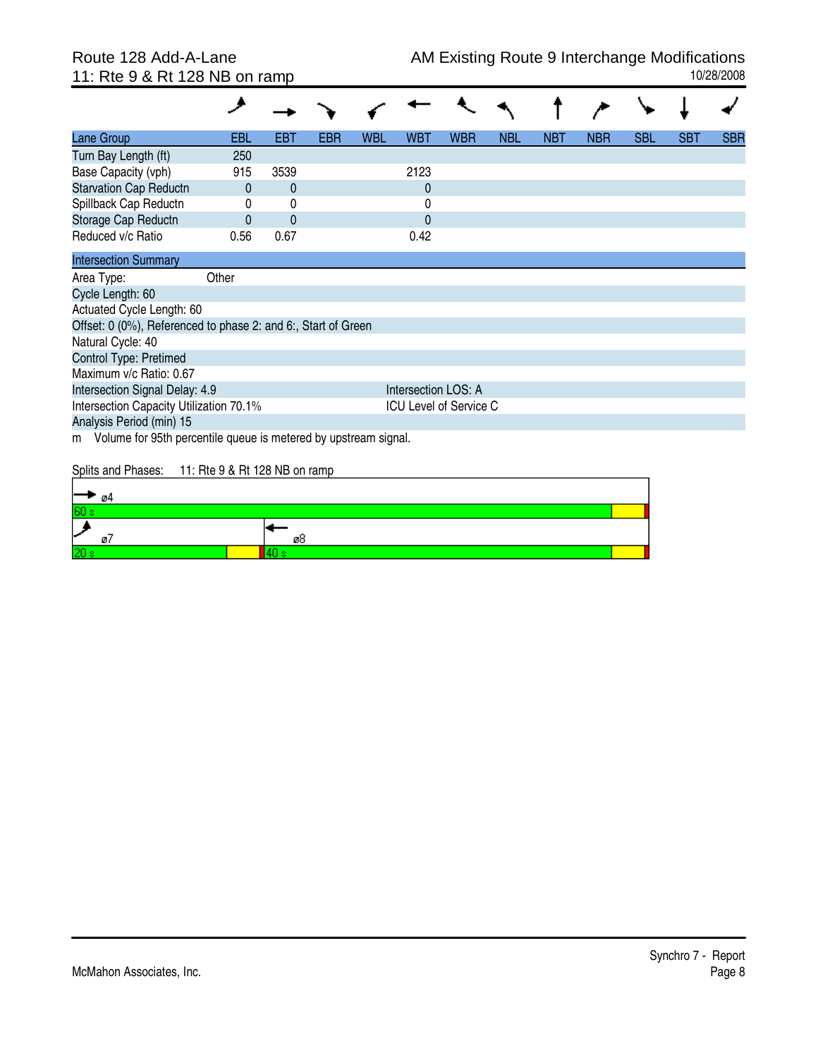Route 128 Add-A-Lane
11: Rte 9 & Rt 128 NB on ramp

AM Existing Route 9 Interchange Modifications
10/28/2008

| Lane Group | EBL | EBT | EBR | WBL | WBT | WBR | NBL | NBT | NBR | SBL | SBT | SBR |
|---|---|---|---|---|---|---|---|---|---|---|---|---|
| Turn Bay Length (ft) | 250 | | | | | | | | | | | |
| Base Capacity (vph) | 915 | 3539 | | | 2123 | | | | | | | |
| Starvation Cap Reductn | 0 | 0 | | | 0 | | | | | | | |
| Spillback Cap Reductn | 0 | 0 | | | 0 | | | | | | | |
| Storage Cap Reductn | 0 | 0 | | | 0 | | | | | | | |
| Reduced v/c Ratio | 0.56 | 0.67 | | | 0.42 | | | | | | | |

**Intersection Summary**

Area Type: Other
Cycle Length: 60
Actuated Cycle Length: 60
Offset: 0 (0%), Referenced to phase 2: and 6:, Start of Green
Natural Cycle: 40
Control Type: Pretimed
Maximum v/c Ratio: 0.67
Intersection Signal Delay: 4.9 — Intersection LOS: A
Intersection Capacity Utilization 70.1% — ICU Level of Service C
Analysis Period (min) 15
m Volume for 95th percentile queue is metered by upstream signal.

Splits and Phases: 11: Rte 9 & Rt 128 NB on ramp

| Phase | Split |
|---|---|
| ø4 | 60 s |
| ø7 | 20 s |
| ø8 | 40 s |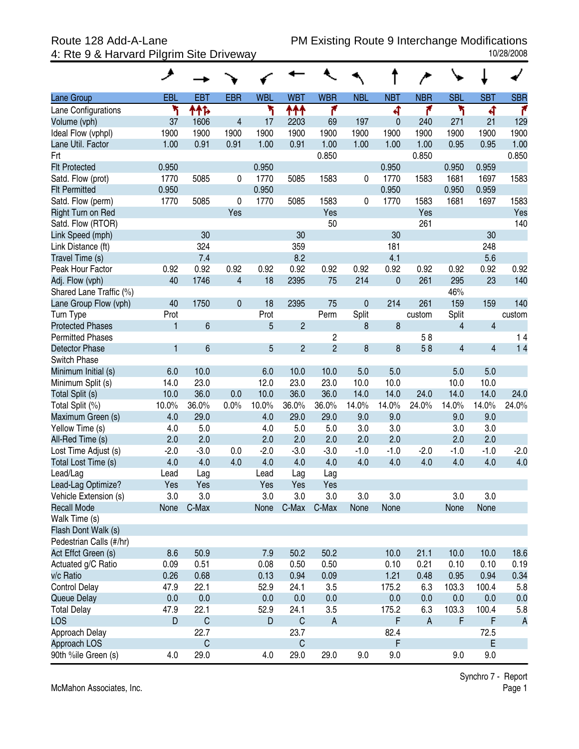Route 128 Add-A-Lane — PM Existing Route 9 Interchange Modifications

4: Rte 9 & Harvard Pilgrim Site Driveway — 10/28/2008

| Lane Group | EBL | EBT | EBR | WBL | WBT | WBR | NBL | NBT | NBR | SBL | SBT | SBR |
|---|---|---|---|---|---|---|---|---|---|---|---|---|
| Lane Configurations | | | | | | | | | | | | |
| Volume (vph) | 37 | 1606 | 4 | 17 | 2203 | 69 | 197 | 0 | 240 | 271 | 21 | 129 |
| Ideal Flow (vphpl) | 1900 | 1900 | 1900 | 1900 | 1900 | 1900 | 1900 | 1900 | 1900 | 1900 | 1900 | 1900 |
| Lane Util. Factor | 1.00 | 0.91 | 0.91 | 1.00 | 0.91 | 1.00 | 1.00 | 1.00 | 1.00 | 0.95 | 0.95 | 1.00 |
| Frt | | | | | | 0.850 | | | 0.850 | | | 0.850 |
| Flt Protected | 0.950 | | | 0.950 | | | | 0.950 | | 0.950 | 0.959 | |
| Satd. Flow (prot) | 1770 | 5085 | 0 | 1770 | 5085 | 1583 | 0 | 1770 | 1583 | 1681 | 1697 | 1583 |
| Flt Permitted | 0.950 | | | 0.950 | | | | 0.950 | | 0.950 | 0.959 | |
| Satd. Flow (perm) | 1770 | 5085 | 0 | 1770 | 5085 | 1583 | 0 | 1770 | 1583 | 1681 | 1697 | 1583 |
| Right Turn on Red | | | Yes | | | Yes | | | Yes | | | Yes |
| Satd. Flow (RTOR) | | | | | | 50 | | | 261 | | | 140 |
| Link Speed (mph) | | 30 | | | 30 | | | 30 | | | 30 | |
| Link Distance (ft) | | 324 | | | 359 | | | 181 | | | 248 | |
| Travel Time (s) | | 7.4 | | | 8.2 | | | 4.1 | | | 5.6 | |
| Peak Hour Factor | 0.92 | 0.92 | 0.92 | 0.92 | 0.92 | 0.92 | 0.92 | 0.92 | 0.92 | 0.92 | 0.92 | 0.92 |
| Adj. Flow (vph) | 40 | 1746 | 4 | 18 | 2395 | 75 | 214 | 0 | 261 | 295 | 23 | 140 |
| Shared Lane Traffic (%) | | | | | | | | | | 46% | | |
| Lane Group Flow (vph) | 40 | 1750 | 0 | 18 | 2395 | 75 | 0 | 214 | 261 | 159 | 159 | 140 |
| Turn Type | Prot | | | Prot | | Perm | Split | | custom | Split | | custom |
| Protected Phases | 1 | 6 | | 5 | 2 | | 8 | 8 | | 4 | 4 | |
| Permitted Phases | | | | | | 2 | | | 5 8 | | | 1 4 |
| Detector Phase | 1 | 6 | | 5 | 2 | 2 | 8 | 8 | 5 8 | 4 | 4 | 1 4 |
| Switch Phase | | | | | | | | | | | | |
| Minimum Initial (s) | 6.0 | 10.0 | | 6.0 | 10.0 | 10.0 | 5.0 | 5.0 | | 5.0 | 5.0 | |
| Minimum Split (s) | 14.0 | 23.0 | | 12.0 | 23.0 | 23.0 | 10.0 | 10.0 | | 10.0 | 10.0 | |
| Total Split (s) | 10.0 | 36.0 | 0.0 | 10.0 | 36.0 | 36.0 | 14.0 | 14.0 | 24.0 | 14.0 | 14.0 | 24.0 |
| Total Split (%) | 10.0% | 36.0% | 0.0% | 10.0% | 36.0% | 36.0% | 14.0% | 14.0% | 24.0% | 14.0% | 14.0% | 24.0% |
| Maximum Green (s) | 4.0 | 29.0 | | 4.0 | 29.0 | 29.0 | 9.0 | 9.0 | | 9.0 | 9.0 | |
| Yellow Time (s) | 4.0 | 5.0 | | 4.0 | 5.0 | 5.0 | 3.0 | 3.0 | | 3.0 | 3.0 | |
| All-Red Time (s) | 2.0 | 2.0 | | 2.0 | 2.0 | 2.0 | 2.0 | 2.0 | | 2.0 | 2.0 | |
| Lost Time Adjust (s) | -2.0 | -3.0 | 0.0 | -2.0 | -3.0 | -3.0 | -1.0 | -1.0 | -2.0 | -1.0 | -1.0 | -2.0 |
| Total Lost Time (s) | 4.0 | 4.0 | 4.0 | 4.0 | 4.0 | 4.0 | 4.0 | 4.0 | 4.0 | 4.0 | 4.0 | 4.0 |
| Lead/Lag | Lead | Lag | | Lead | Lag | Lag | | | | | | |
| Lead-Lag Optimize? | Yes | Yes | | Yes | Yes | Yes | | | | | | |
| Vehicle Extension (s) | 3.0 | 3.0 | | 3.0 | 3.0 | 3.0 | 3.0 | 3.0 | | 3.0 | 3.0 | |
| Recall Mode | None | C-Max | | None | C-Max | C-Max | None | None | | None | None | |
| Walk Time (s) | | | | | | | | | | | | |
| Flash Dont Walk (s) | | | | | | | | | | | | |
| Pedestrian Calls (#/hr) | | | | | | | | | | | | |
| Act Effct Green (s) | 8.6 | 50.9 | | 7.9 | 50.2 | 50.2 | | 10.0 | 21.1 | 10.0 | 10.0 | 18.6 |
| Actuated g/C Ratio | 0.09 | 0.51 | | 0.08 | 0.50 | 0.50 | | 0.10 | 0.21 | 0.10 | 0.10 | 0.19 |
| v/c Ratio | 0.26 | 0.68 | | 0.13 | 0.94 | 0.09 | | 1.21 | 0.48 | 0.95 | 0.94 | 0.34 |
| Control Delay | 47.9 | 22.1 | | 52.9 | 24.1 | 3.5 | | 175.2 | 6.3 | 103.3 | 100.4 | 5.8 |
| Queue Delay | 0.0 | 0.0 | | 0.0 | 0.0 | 0.0 | | 0.0 | 0.0 | 0.0 | 0.0 | 0.0 |
| Total Delay | 47.9 | 22.1 | | 52.9 | 24.1 | 3.5 | | 175.2 | 6.3 | 103.3 | 100.4 | 5.8 |
| LOS | D | C | | D | C | A | | F | A | F | F | A |
| Approach Delay | | 22.7 | | | 23.7 | | | 82.4 | | | 72.5 | |
| Approach LOS | | C | | | C | | | F | | | E | |
| 90th %ile Green (s) | 4.0 | 29.0 | | 4.0 | 29.0 | 29.0 | 9.0 | 9.0 | | 9.0 | 9.0 | |

Synchro 7 - Report

McMahon Associates, Inc.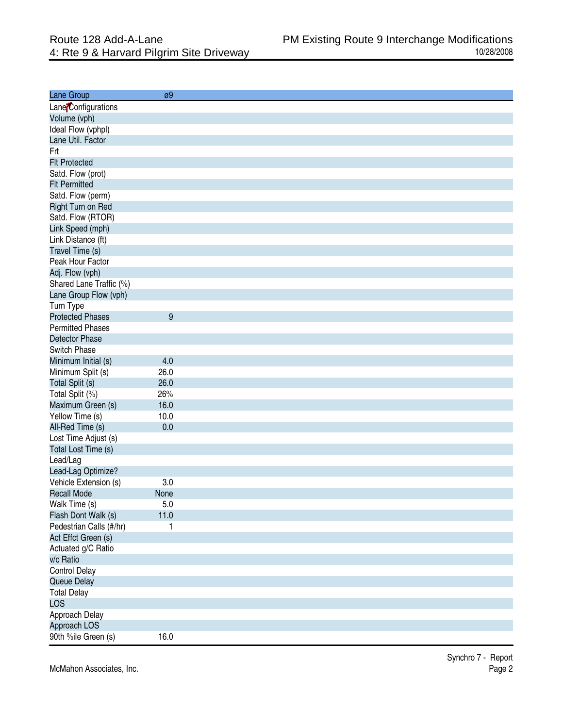Route 128 Add-A-Lane
4: Rte 9 & Harvard Pilgrim Site Driveway

PM Existing Route 9 Interchange Modifications
10/28/2008

| Lane Group | ø9 |
|---|---|
| Lane Configurations | |
| Volume (vph) | |
| Ideal Flow (vphpl) | |
| Lane Util. Factor | |
| Frt | |
| Flt Protected | |
| Satd. Flow (prot) | |
| Flt Permitted | |
| Satd. Flow (perm) | |
| Right Turn on Red | |
| Satd. Flow (RTOR) | |
| Link Speed (mph) | |
| Link Distance (ft) | |
| Travel Time (s) | |
| Peak Hour Factor | |
| Adj. Flow (vph) | |
| Shared Lane Traffic (%) | |
| Lane Group Flow (vph) | |
| Turn Type | |
| Protected Phases | 9 |
| Permitted Phases | |
| Detector Phase | |
| Switch Phase | |
| Minimum Initial (s) | 4.0 |
| Minimum Split (s) | 26.0 |
| Total Split (s) | 26.0 |
| Total Split (%) | 26% |
| Maximum Green (s) | 16.0 |
| Yellow Time (s) | 10.0 |
| All-Red Time (s) | 0.0 |
| Lost Time Adjust (s) | |
| Total Lost Time (s) | |
| Lead/Lag | |
| Lead-Lag Optimize? | |
| Vehicle Extension (s) | 3.0 |
| Recall Mode | None |
| Walk Time (s) | 5.0 |
| Flash Dont Walk (s) | 11.0 |
| Pedestrian Calls (#/hr) | 1 |
| Act Effct Green (s) | |
| Actuated g/C Ratio | |
| v/c Ratio | |
| Control Delay | |
| Queue Delay | |
| Total Delay | |
| LOS | |
| Approach Delay | |
| Approach LOS | |
| 90th %ile Green (s) | 16.0 |

McMahon Associates, Inc.

Synchro 7 - Report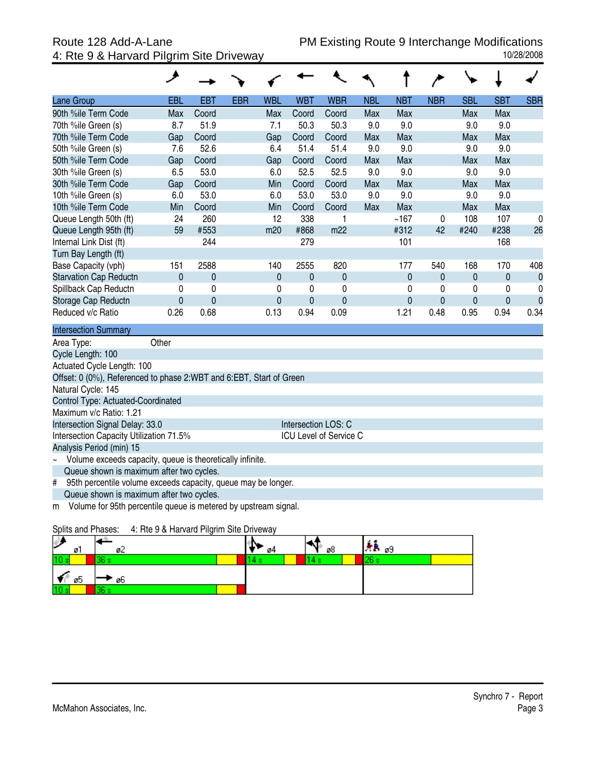Route 128 Add-A-Lane
4: Rte 9 & Harvard Pilgrim Site Driveway

PM Existing Route 9 Interchange Modifications
10/28/2008

| Lane Group | EBL | EBT | EBR | WBL | WBT | WBR | NBL | NBT | NBR | SBL | SBT | SBR |
|---|---|---|---|---|---|---|---|---|---|---|---|---|
| 90th %ile Term Code | Max | Coord | | Max | Coord | Coord | Max | Max | | Max | Max | |
| 70th %ile Green (s) | 8.7 | 51.9 | | 7.1 | 50.3 | 50.3 | 9.0 | 9.0 | | 9.0 | 9.0 | |
| 70th %ile Term Code | Gap | Coord | | Gap | Coord | Coord | Max | Max | | Max | Max | |
| 50th %ile Green (s) | 7.6 | 52.6 | | 6.4 | 51.4 | 51.4 | 9.0 | 9.0 | | 9.0 | 9.0 | |
| 50th %ile Term Code | Gap | Coord | | Gap | Coord | Coord | Max | Max | | Max | Max | |
| 30th %ile Green (s) | 6.5 | 53.0 | | 6.0 | 52.5 | 52.5 | 9.0 | 9.0 | | 9.0 | 9.0 | |
| 30th %ile Term Code | Gap | Coord | | Min | Coord | Coord | Max | Max | | Max | Max | |
| 10th %ile Green (s) | 6.0 | 53.0 | | 6.0 | 53.0 | 53.0 | 9.0 | 9.0 | | 9.0 | 9.0 | |
| 10th %ile Term Code | Min | Coord | | Min | Coord | Coord | Max | Max | | Max | Max | |
| Queue Length 50th (ft) | 24 | 260 | | 12 | 338 | 1 | | ~167 | 0 | 108 | 107 | 0 |
| Queue Length 95th (ft) | 59 | #553 | | m20 | #868 | m22 | | #312 | 42 | #240 | #238 | 26 |
| Internal Link Dist (ft) | | 244 | | | 279 | | | 101 | | | 168 | |
| Turn Bay Length (ft) | | | | | | | | | | | | |
| Base Capacity (vph) | 151 | 2588 | | 140 | 2555 | 820 | | 177 | 540 | 168 | 170 | 408 |
| Starvation Cap Reductn | 0 | 0 | | 0 | 0 | 0 | | 0 | 0 | 0 | 0 | 0 |
| Spillback Cap Reductn | 0 | 0 | | 0 | 0 | 0 | | 0 | 0 | 0 | 0 | 0 |
| Storage Cap Reductn | 0 | 0 | | 0 | 0 | 0 | | 0 | 0 | 0 | 0 | 0 |
| Reduced v/c Ratio | 0.26 | 0.68 | | 0.13 | 0.94 | 0.09 | | 1.21 | 0.48 | 0.95 | 0.94 | 0.34 |

**Intersection Summary**

Area Type: Other
Cycle Length: 100
Actuated Cycle Length: 100
Offset: 0 (0%), Referenced to phase 2:WBT and 6:EBT, Start of Green
Natural Cycle: 145
Control Type: Actuated-Coordinated
Maximum v/c Ratio: 1.21
Intersection Signal Delay: 33.0 — Intersection LOS: C
Intersection Capacity Utilization 71.5% — ICU Level of Service C
Analysis Period (min) 15

~ Volume exceeds capacity, queue is theoretically infinite.
Queue shown is maximum after two cycles.
# 95th percentile volume exceeds capacity, queue may be longer.
Queue shown is maximum after two cycles.
m Volume for 95th percentile queue is metered by upstream signal.

Splits and Phases: 4: Rte 9 & Harvard Pilgrim Site Driveway

| ø1 | ø2 | ø4 | ø8 | ø9 |
|---|---|---|---|---|
| 10 s | 36 s | 14 s | 14 s | 26 s |
| ø5 | ø6 | | | |
| 10 s | 36 s | | | |

McMahon Associates, Inc.

Synchro 7 - Report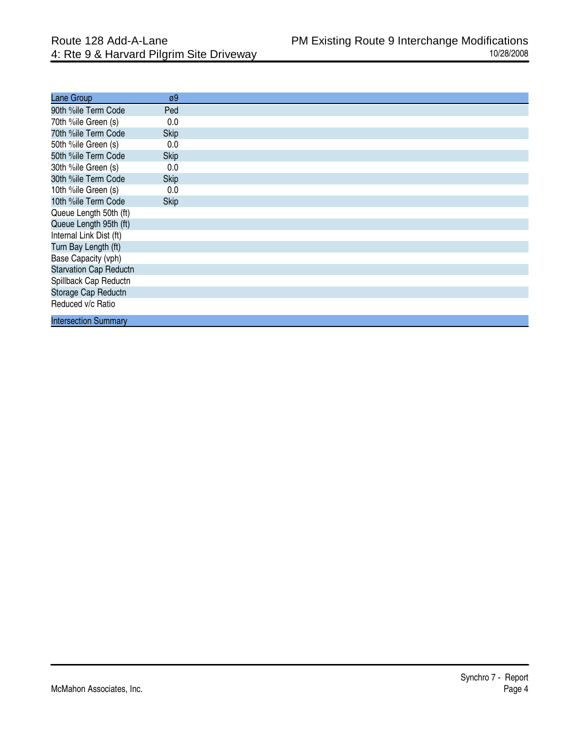| Lane Group | ø9 |
|---|---|
| 90th %ile Term Code | Ped |
| 70th %ile Green (s) | 0.0 |
| 70th %ile Term Code | Skip |
| 50th %ile Green (s) | 0.0 |
| 50th %ile Term Code | Skip |
| 30th %ile Green (s) | 0.0 |
| 30th %ile Term Code | Skip |
| 10th %ile Green (s) | 0.0 |
| 10th %ile Term Code | Skip |
| Queue Length 50th (ft) | |
| Queue Length 95th (ft) | |
| Internal Link Dist (ft) | |
| Turn Bay Length (ft) | |
| Base Capacity (vph) | |
| Starvation Cap Reductn | |
| Spillback Cap Reductn | |
| Storage Cap Reductn | |
| Reduced v/c Ratio | |

| Intersection Summary |
|---|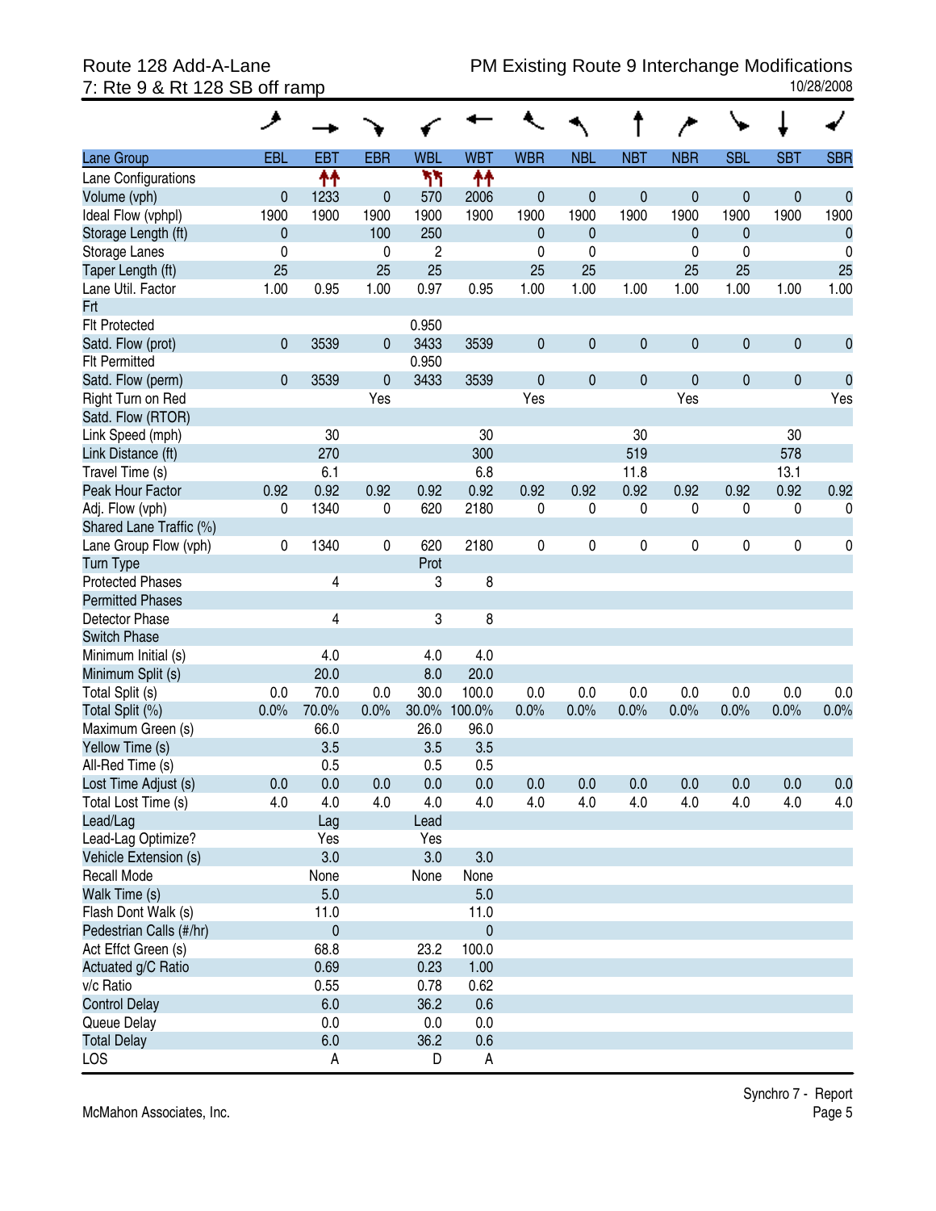Route 128 Add-A-Lane
7: Rte 9 & Rt 128 SB off ramp

PM Existing Route 9 Interchange Modifications
10/28/2008

| Lane Group | EBL | EBT | EBR | WBL | WBT | WBR | NBL | NBT | NBR | SBL | SBT | SBR |
|---|---|---|---|---|---|---|---|---|---|---|---|---|
| Lane Configurations | | ↑↑ | | ↰↰ | ↑↑ | | | | | | | |
| Volume (vph) | 0 | 1233 | 0 | 570 | 2006 | 0 | 0 | 0 | 0 | 0 | 0 | 0 |
| Ideal Flow (vphpl) | 1900 | 1900 | 1900 | 1900 | 1900 | 1900 | 1900 | 1900 | 1900 | 1900 | 1900 | 1900 |
| Storage Length (ft) | 0 | | 100 | 250 | | 0 | 0 | | 0 | 0 | | 0 |
| Storage Lanes | 0 | | 0 | 2 | | 0 | 0 | | 0 | 0 | | 0 |
| Taper Length (ft) | 25 | | 25 | 25 | | 25 | 25 | | 25 | 25 | | 25 |
| Lane Util. Factor | 1.00 | 0.95 | 1.00 | 0.97 | 0.95 | 1.00 | 1.00 | 1.00 | 1.00 | 1.00 | 1.00 | 1.00 |
| Frt | | | | | | | | | | | | |
| Flt Protected | | | | 0.950 | | | | | | | | |
| Satd. Flow (prot) | 0 | 3539 | 0 | 3433 | 3539 | 0 | 0 | 0 | 0 | 0 | 0 | 0 |
| Flt Permitted | | | | 0.950 | | | | | | | | |
| Satd. Flow (perm) | 0 | 3539 | 0 | 3433 | 3539 | 0 | 0 | 0 | 0 | 0 | 0 | 0 |
| Right Turn on Red | | | Yes | | | Yes | | | Yes | | | Yes |
| Satd. Flow (RTOR) | | | | | | | | | | | | |
| Link Speed (mph) | | 30 | | | 30 | | | 30 | | | 30 | |
| Link Distance (ft) | | 270 | | | 300 | | | 519 | | | 578 | |
| Travel Time (s) | | 6.1 | | | 6.8 | | | 11.8 | | | 13.1 | |
| Peak Hour Factor | 0.92 | 0.92 | 0.92 | 0.92 | 0.92 | 0.92 | 0.92 | 0.92 | 0.92 | 0.92 | 0.92 | 0.92 |
| Adj. Flow (vph) | 0 | 1340 | 0 | 620 | 2180 | 0 | 0 | 0 | 0 | 0 | 0 | 0 |
| Shared Lane Traffic (%) | | | | | | | | | | | | |
| Lane Group Flow (vph) | 0 | 1340 | 0 | 620 | 2180 | 0 | 0 | 0 | 0 | 0 | 0 | 0 |
| Turn Type | | | | Prot | | | | | | | | |
| Protected Phases | | 4 | | 3 | 8 | | | | | | | |
| Permitted Phases | | | | | | | | | | | | |
| Detector Phase | | 4 | | 3 | 8 | | | | | | | |
| Switch Phase | | | | | | | | | | | | |
| Minimum Initial (s) | | 4.0 | | 4.0 | 4.0 | | | | | | | |
| Minimum Split (s) | | 20.0 | | 8.0 | 20.0 | | | | | | | |
| Total Split (s) | 0.0 | 70.0 | 0.0 | 30.0 | 100.0 | 0.0 | 0.0 | 0.0 | 0.0 | 0.0 | 0.0 | 0.0 |
| Total Split (%) | 0.0% | 70.0% | 0.0% | 30.0% | 100.0% | 0.0% | 0.0% | 0.0% | 0.0% | 0.0% | 0.0% | 0.0% |
| Maximum Green (s) | | 66.0 | | 26.0 | 96.0 | | | | | | | |
| Yellow Time (s) | | 3.5 | | 3.5 | 3.5 | | | | | | | |
| All-Red Time (s) | | 0.5 | | 0.5 | 0.5 | | | | | | | |
| Lost Time Adjust (s) | 0.0 | 0.0 | 0.0 | 0.0 | 0.0 | 0.0 | 0.0 | 0.0 | 0.0 | 0.0 | 0.0 | 0.0 |
| Total Lost Time (s) | 4.0 | 4.0 | 4.0 | 4.0 | 4.0 | 4.0 | 4.0 | 4.0 | 4.0 | 4.0 | 4.0 | 4.0 |
| Lead/Lag | | Lag | | Lead | | | | | | | | |
| Lead-Lag Optimize? | | Yes | | Yes | | | | | | | | |
| Vehicle Extension (s) | | 3.0 | | 3.0 | 3.0 | | | | | | | |
| Recall Mode | | None | | None | None | | | | | | | |
| Walk Time (s) | | 5.0 | | | 5.0 | | | | | | | |
| Flash Dont Walk (s) | | 11.0 | | | 11.0 | | | | | | | |
| Pedestrian Calls (#/hr) | | 0 | | | 0 | | | | | | | |
| Act Effct Green (s) | | 68.8 | | 23.2 | 100.0 | | | | | | | |
| Actuated g/C Ratio | | 0.69 | | 0.23 | 1.00 | | | | | | | |
| v/c Ratio | | 0.55 | | 0.78 | 0.62 | | | | | | | |
| Control Delay | | 6.0 | | 36.2 | 0.6 | | | | | | | |
| Queue Delay | | 0.0 | | 0.0 | 0.0 | | | | | | | |
| Total Delay | | 6.0 | | 36.2 | 0.6 | | | | | | | |
| LOS | | A | | D | A | | | | | | | |

McMahon Associates, Inc.

Synchro 7 - Report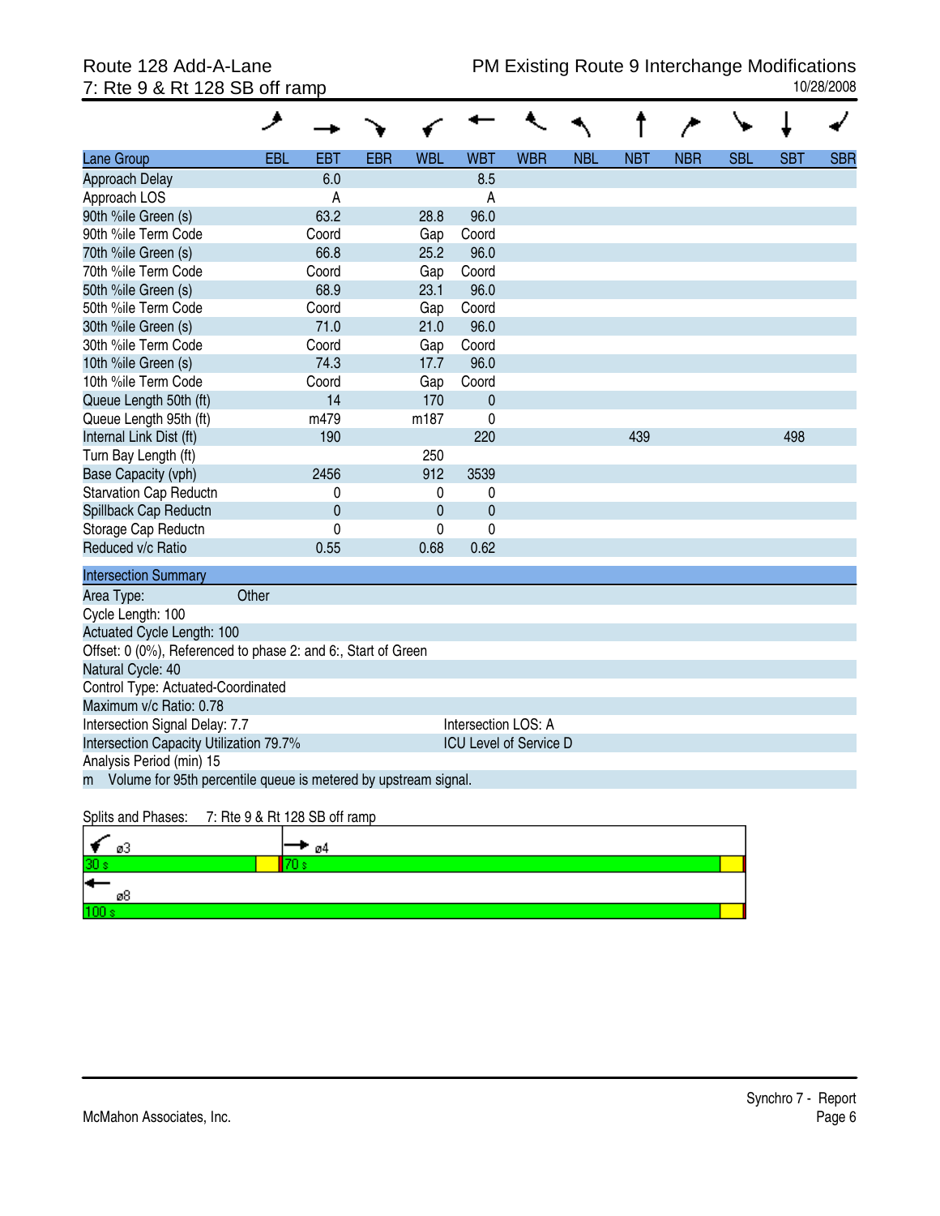Route 128 Add-A-Lane
7: Rte 9 & Rt 128 SB off ramp

PM Existing Route 9 Interchange Modifications
10/28/2008

| Lane Group | EBL | EBT | EBR | WBL | WBT | WBR | NBL | NBT | NBR | SBL | SBT | SBR |
|---|---|---|---|---|---|---|---|---|---|---|---|---|
| Approach Delay | | 6.0 | | | 8.5 | | | | | | | |
| Approach LOS | | A | | | A | | | | | | | |
| 90th %ile Green (s) | | 63.2 | | 28.8 | 96.0 | | | | | | | |
| 90th %ile Term Code | | Coord | | Gap | Coord | | | | | | | |
| 70th %ile Green (s) | | 66.8 | | 25.2 | 96.0 | | | | | | | |
| 70th %ile Term Code | | Coord | | Gap | Coord | | | | | | | |
| 50th %ile Green (s) | | 68.9 | | 23.1 | 96.0 | | | | | | | |
| 50th %ile Term Code | | Coord | | Gap | Coord | | | | | | | |
| 30th %ile Green (s) | | 71.0 | | 21.0 | 96.0 | | | | | | | |
| 30th %ile Term Code | | Coord | | Gap | Coord | | | | | | | |
| 10th %ile Green (s) | | 74.3 | | 17.7 | 96.0 | | | | | | | |
| 10th %ile Term Code | | Coord | | Gap | Coord | | | | | | | |
| Queue Length 50th (ft) | | 14 | | 170 | 0 | | | | | | | |
| Queue Length 95th (ft) | | m479 | | m187 | 0 | | | | | | | |
| Internal Link Dist (ft) | | 190 | | | 220 | | | 439 | | | 498 | |
| Turn Bay Length (ft) | | | | 250 | | | | | | | | |
| Base Capacity (vph) | | 2456 | | 912 | 3539 | | | | | | | |
| Starvation Cap Reductn | | 0 | | 0 | 0 | | | | | | | |
| Spillback Cap Reductn | | 0 | | 0 | 0 | | | | | | | |
| Storage Cap Reductn | | 0 | | 0 | 0 | | | | | | | |
| Reduced v/c Ratio | | 0.55 | | 0.68 | 0.62 | | | | | | | |

**Intersection Summary**

Area Type: Other
Cycle Length: 100
Actuated Cycle Length: 100
Offset: 0 (0%), Referenced to phase 2: and 6:, Start of Green
Natural Cycle: 40
Control Type: Actuated-Coordinated
Maximum v/c Ratio: 0.78
Intersection Signal Delay: 7.7 — Intersection LOS: A
Intersection Capacity Utilization 79.7% — ICU Level of Service D
Analysis Period (min) 15
m Volume for 95th percentile queue is metered by upstream signal.

Splits and Phases: 7: Rte 9 & Rt 128 SB off ramp

| Phase | Split |
|---|---|
| ø3 | 30 s |
| ø4 | 70 s |
| ø8 | 100 s |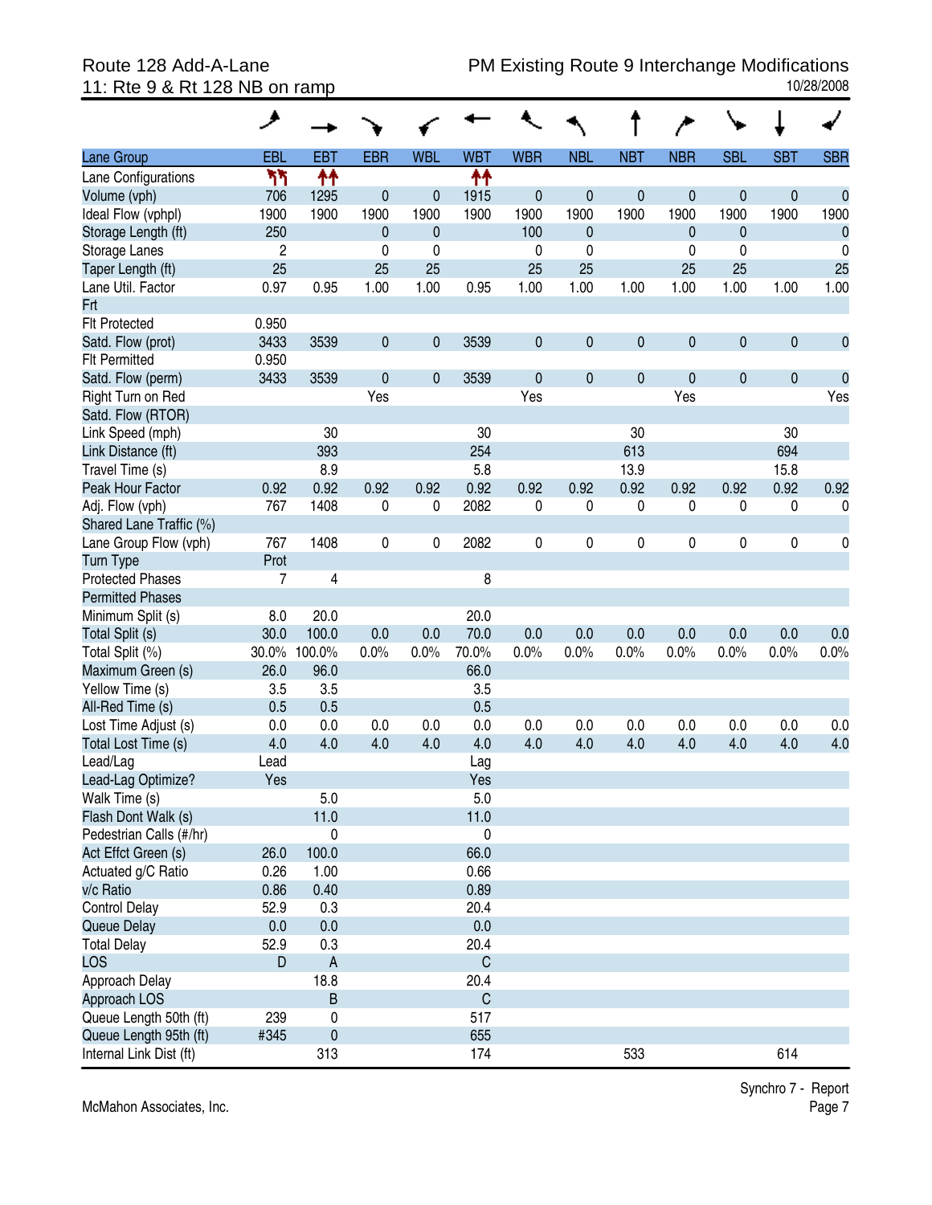Route 128 Add-A-Lane
11: Rte 9 & Rt 128 NB on ramp

PM Existing Route 9 Interchange Modifications
10/28/2008

| Lane Group | EBL | EBT | EBR | WBL | WBT | WBR | NBL | NBT | NBR | SBL | SBT | SBR |
|---|---|---|---|---|---|---|---|---|---|---|---|---|
| Lane Configurations | ↰↰ | ↑↑ | | | ↑↑ | | | | | | | |
| Volume (vph) | 706 | 1295 | 0 | 0 | 1915 | 0 | 0 | 0 | 0 | 0 | 0 | 0 |
| Ideal Flow (vphpl) | 1900 | 1900 | 1900 | 1900 | 1900 | 1900 | 1900 | 1900 | 1900 | 1900 | 1900 | 1900 |
| Storage Length (ft) | 250 | | 0 | 0 | | 100 | 0 | | 0 | 0 | | 0 |
| Storage Lanes | 2 | | 0 | 0 | | 0 | 0 | | 0 | 0 | | 0 |
| Taper Length (ft) | 25 | | 25 | 25 | | 25 | 25 | | 25 | 25 | | 25 |
| Lane Util. Factor | 0.97 | 0.95 | 1.00 | 1.00 | 0.95 | 1.00 | 1.00 | 1.00 | 1.00 | 1.00 | 1.00 | 1.00 |
| Frt | | | | | | | | | | | | |
| Flt Protected | 0.950 | | | | | | | | | | | |
| Satd. Flow (prot) | 3433 | 3539 | 0 | 0 | 3539 | 0 | 0 | 0 | 0 | 0 | 0 | 0 |
| Flt Permitted | 0.950 | | | | | | | | | | | |
| Satd. Flow (perm) | 3433 | 3539 | 0 | 0 | 3539 | 0 | 0 | 0 | 0 | 0 | 0 | 0 |
| Right Turn on Red | | | Yes | | | Yes | | | Yes | | | Yes |
| Satd. Flow (RTOR) | | | | | | | | | | | | |
| Link Speed (mph) | | 30 | | | 30 | | | 30 | | | 30 | |
| Link Distance (ft) | | 393 | | | 254 | | | 613 | | | 694 | |
| Travel Time (s) | | 8.9 | | | 5.8 | | | 13.9 | | | 15.8 | |
| Peak Hour Factor | 0.92 | 0.92 | 0.92 | 0.92 | 0.92 | 0.92 | 0.92 | 0.92 | 0.92 | 0.92 | 0.92 | 0.92 |
| Adj. Flow (vph) | 767 | 1408 | 0 | 0 | 2082 | 0 | 0 | 0 | 0 | 0 | 0 | 0 |
| Shared Lane Traffic (%) | | | | | | | | | | | | |
| Lane Group Flow (vph) | 767 | 1408 | 0 | 0 | 2082 | 0 | 0 | 0 | 0 | 0 | 0 | 0 |
| Turn Type | Prot | | | | | | | | | | | |
| Protected Phases | 7 | 4 | | | 8 | | | | | | | |
| Permitted Phases | | | | | | | | | | | | |
| Minimum Split (s) | 8.0 | 20.0 | | | 20.0 | | | | | | | |
| Total Split (s) | 30.0 | 100.0 | 0.0 | 0.0 | 70.0 | 0.0 | 0.0 | 0.0 | 0.0 | 0.0 | 0.0 | 0.0 |
| Total Split (%) | 30.0% | 100.0% | 0.0% | 0.0% | 70.0% | 0.0% | 0.0% | 0.0% | 0.0% | 0.0% | 0.0% | 0.0% |
| Maximum Green (s) | 26.0 | 96.0 | | | 66.0 | | | | | | | |
| Yellow Time (s) | 3.5 | 3.5 | | | 3.5 | | | | | | | |
| All-Red Time (s) | 0.5 | 0.5 | | | 0.5 | | | | | | | |
| Lost Time Adjust (s) | 0.0 | 0.0 | 0.0 | 0.0 | 0.0 | 0.0 | 0.0 | 0.0 | 0.0 | 0.0 | 0.0 | 0.0 |
| Total Lost Time (s) | 4.0 | 4.0 | 4.0 | 4.0 | 4.0 | 4.0 | 4.0 | 4.0 | 4.0 | 4.0 | 4.0 | 4.0 |
| Lead/Lag | Lead | | | | Lag | | | | | | | |
| Lead-Lag Optimize? | Yes | | | | Yes | | | | | | | |
| Walk Time (s) | | 5.0 | | | 5.0 | | | | | | | |
| Flash Dont Walk (s) | | 11.0 | | | 11.0 | | | | | | | |
| Pedestrian Calls (#/hr) | | 0 | | | 0 | | | | | | | |
| Act Effct Green (s) | 26.0 | 100.0 | | | 66.0 | | | | | | | |
| Actuated g/C Ratio | 0.26 | 1.00 | | | 0.66 | | | | | | | |
| v/c Ratio | 0.86 | 0.40 | | | 0.89 | | | | | | | |
| Control Delay | 52.9 | 0.3 | | | 20.4 | | | | | | | |
| Queue Delay | 0.0 | 0.0 | | | 0.0 | | | | | | | |
| Total Delay | 52.9 | 0.3 | | | 20.4 | | | | | | | |
| LOS | D | A | | | C | | | | | | | |
| Approach Delay | | 18.8 | | | 20.4 | | | | | | | |
| Approach LOS | | B | | | C | | | | | | | |
| Queue Length 50th (ft) | 239 | 0 | | | 517 | | | | | | | |
| Queue Length 95th (ft) | #345 | 0 | | | 655 | | | | | | | |
| Internal Link Dist (ft) | | 313 | | | 174 | | | 533 | | | 614 | |

McMahon Associates, Inc.

Synchro 7 - Report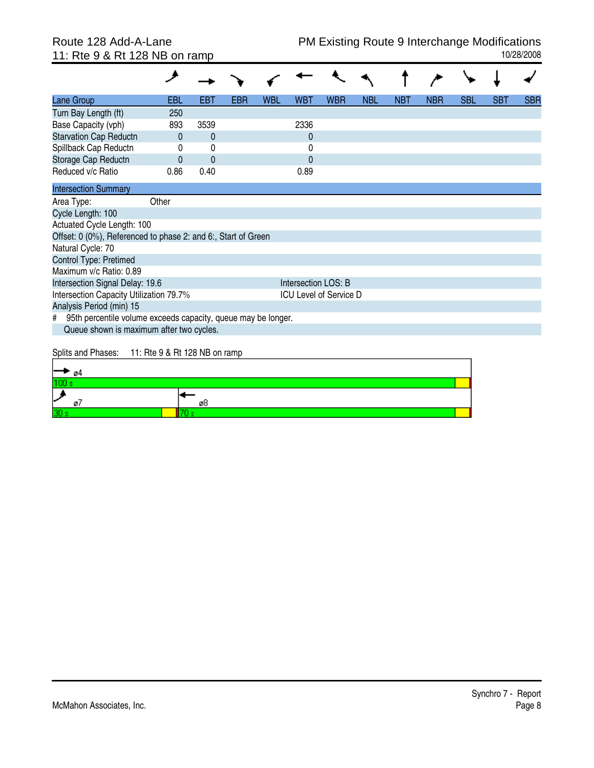Route 128 Add-A-Lane
11: Rte 9 & Rt 128 NB on ramp

PM Existing Route 9 Interchange Modifications
10/28/2008

| Lane Group | EBL | EBT | EBR | WBL | WBT | WBR | NBL | NBT | NBR | SBL | SBT | SBR |
|---|---|---|---|---|---|---|---|---|---|---|---|---|
| Turn Bay Length (ft) | 250 | | | | | | | | | | | |
| Base Capacity (vph) | 893 | 3539 | | | 2336 | | | | | | | |
| Starvation Cap Reductn | 0 | 0 | | | 0 | | | | | | | |
| Spillback Cap Reductn | 0 | 0 | | | 0 | | | | | | | |
| Storage Cap Reductn | 0 | 0 | | | 0 | | | | | | | |
| Reduced v/c Ratio | 0.86 | 0.40 | | | 0.89 | | | | | | | |

**Intersection Summary**

Area Type: Other
Cycle Length: 100
Actuated Cycle Length: 100
Offset: 0 (0%), Referenced to phase 2: and 6:, Start of Green
Natural Cycle: 70
Control Type: Pretimed
Maximum v/c Ratio: 0.89
Intersection Signal Delay: 19.6 — Intersection LOS: B
Intersection Capacity Utilization 79.7% — ICU Level of Service D
Analysis Period (min) 15
\# 95th percentile volume exceeds capacity, queue may be longer.
Queue shown is maximum after two cycles.

Splits and Phases: 11: Rte 9 & Rt 128 NB on ramp

ø4
100 s
ø7
30 s
ø8
70 s